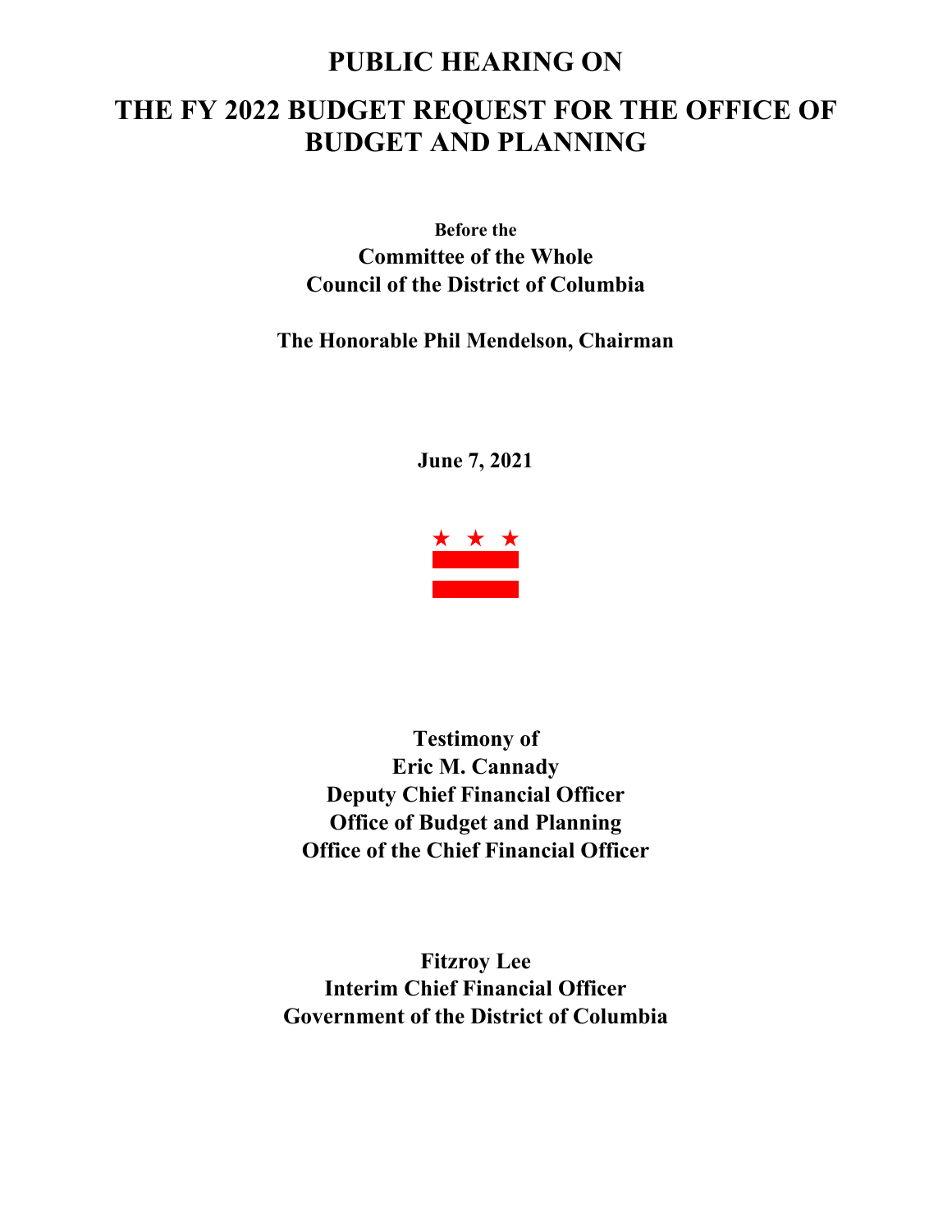# PUBLIC HEARING ON

# THE FY 2022 BUDGET REQUEST FOR THE OFFICE OF BUDGET AND PLANNING

**Before the**

**Committee of the Whole**
**Council of the District of Columbia**

**The Honorable Phil Mendelson, Chairman**

**June 7, 2021**

**Testimony of**
**Eric M. Cannady**
**Deputy Chief Financial Officer**
**Office of Budget and Planning**
**Office of the Chief Financial Officer**

**Fitzroy Lee**
**Interim Chief Financial Officer**
**Government of the District of Columbia**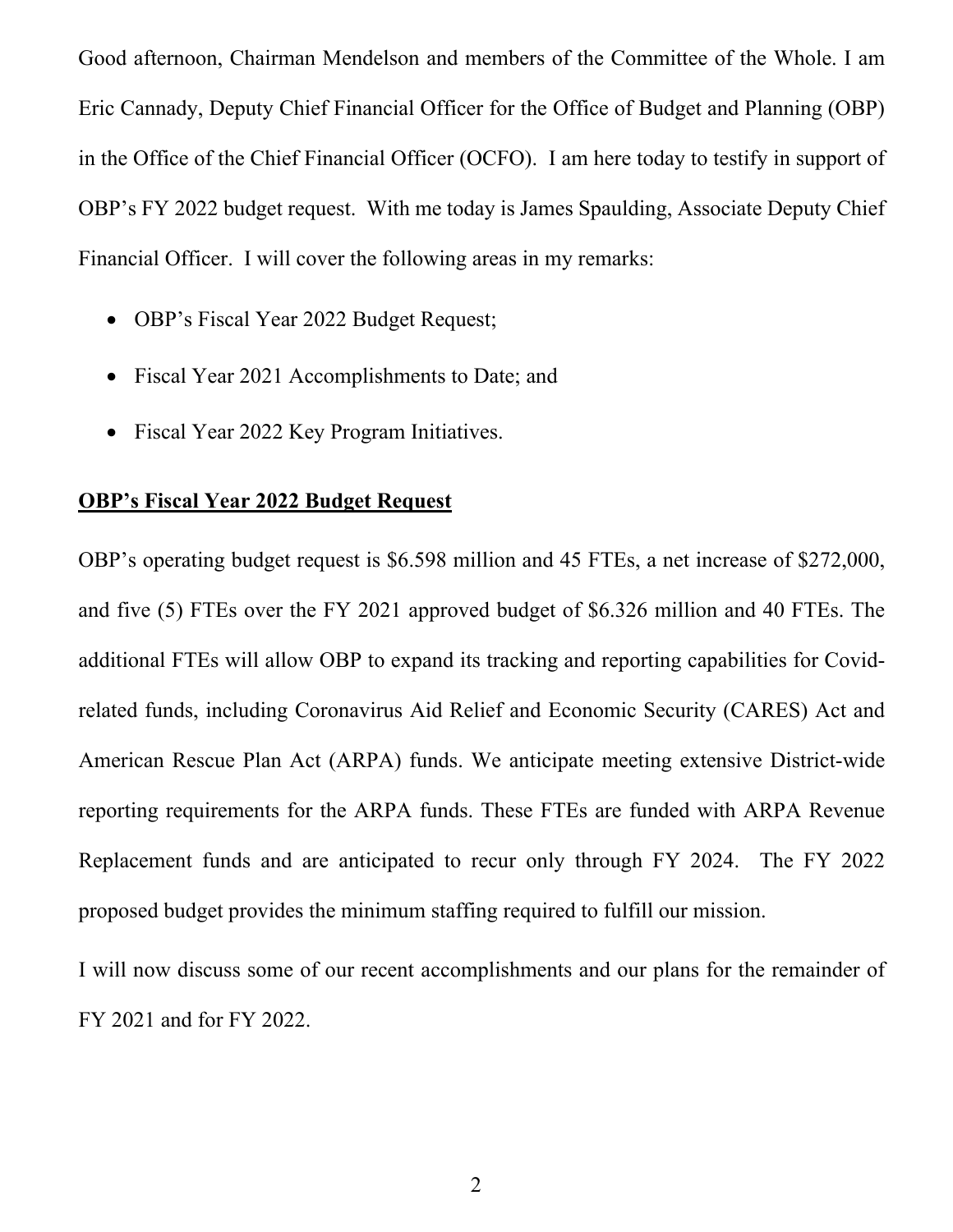Good afternoon, Chairman Mendelson and members of the Committee of the Whole. I am Eric Cannady, Deputy Chief Financial Officer for the Office of Budget and Planning (OBP) in the Office of the Chief Financial Officer (OCFO). I am here today to testify in support of OBP's FY 2022 budget request. With me today is James Spaulding, Associate Deputy Chief Financial Officer. I will cover the following areas in my remarks:

- OBP's Fiscal Year 2022 Budget Request;
- Fiscal Year 2021 Accomplishments to Date; and
- Fiscal Year 2022 Key Program Initiatives.

**OBP's Fiscal Year 2022 Budget Request**

OBP's operating budget request is $6.598 million and 45 FTEs, a net increase of $272,000, and five (5) FTEs over the FY 2021 approved budget of $6.326 million and 40 FTEs. The additional FTEs will allow OBP to expand its tracking and reporting capabilities for Covid-related funds, including Coronavirus Aid Relief and Economic Security (CARES) Act and American Rescue Plan Act (ARPA) funds. We anticipate meeting extensive District-wide reporting requirements for the ARPA funds. These FTEs are funded with ARPA Revenue Replacement funds and are anticipated to recur only through FY 2024. The FY 2022 proposed budget provides the minimum staffing required to fulfill our mission.

I will now discuss some of our recent accomplishments and our plans for the remainder of FY 2021 and for FY 2022.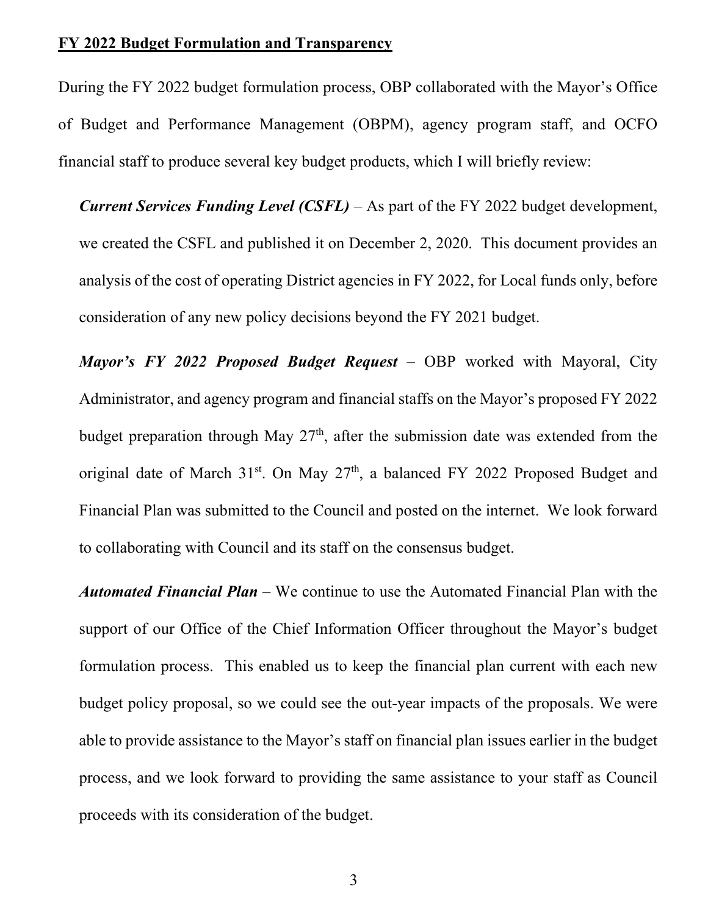**FY 2022 Budget Formulation and Transparency**

During the FY 2022 budget formulation process, OBP collaborated with the Mayor's Office of Budget and Performance Management (OBPM), agency program staff, and OCFO financial staff to produce several key budget products, which I will briefly review:

***Current Services Funding Level (CSFL)*** – As part of the FY 2022 budget development, we created the CSFL and published it on December 2, 2020. This document provides an analysis of the cost of operating District agencies in FY 2022, for Local funds only, before consideration of any new policy decisions beyond the FY 2021 budget.

***Mayor's FY 2022 Proposed Budget Request*** – OBP worked with Mayoral, City Administrator, and agency program and financial staffs on the Mayor's proposed FY 2022 budget preparation through May 27th, after the submission date was extended from the original date of March 31st. On May 27th, a balanced FY 2022 Proposed Budget and Financial Plan was submitted to the Council and posted on the internet. We look forward to collaborating with Council and its staff on the consensus budget.

***Automated Financial Plan*** – We continue to use the Automated Financial Plan with the support of our Office of the Chief Information Officer throughout the Mayor's budget formulation process. This enabled us to keep the financial plan current with each new budget policy proposal, so we could see the out-year impacts of the proposals. We were able to provide assistance to the Mayor's staff on financial plan issues earlier in the budget process, and we look forward to providing the same assistance to your staff as Council proceeds with its consideration of the budget.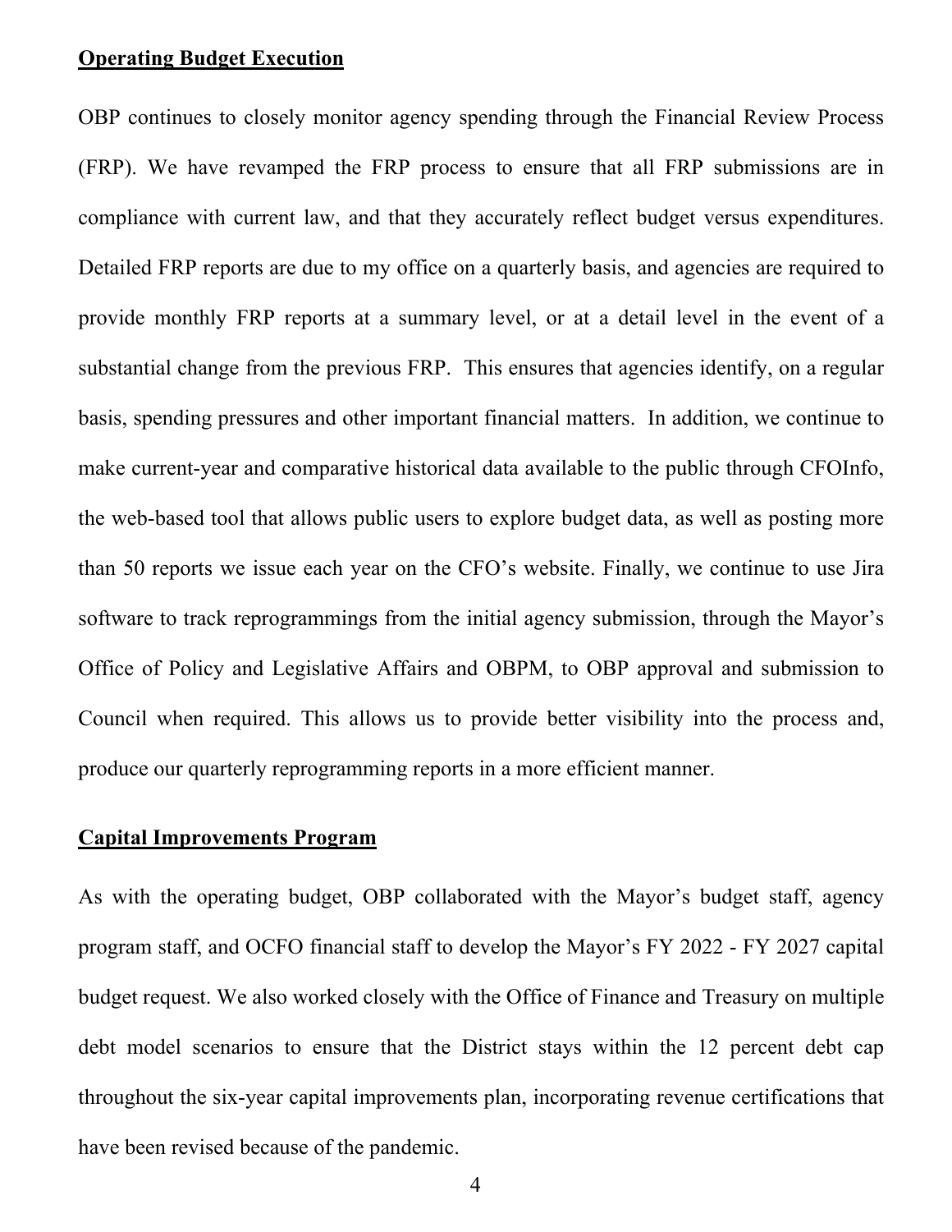## Operating Budget Execution

OBP continues to closely monitor agency spending through the Financial Review Process (FRP). We have revamped the FRP process to ensure that all FRP submissions are in compliance with current law, and that they accurately reflect budget versus expenditures. Detailed FRP reports are due to my office on a quarterly basis, and agencies are required to provide monthly FRP reports at a summary level, or at a detail level in the event of a substantial change from the previous FRP. This ensures that agencies identify, on a regular basis, spending pressures and other important financial matters. In addition, we continue to make current-year and comparative historical data available to the public through CFOInfo, the web-based tool that allows public users to explore budget data, as well as posting more than 50 reports we issue each year on the CFO's website. Finally, we continue to use Jira software to track reprogrammings from the initial agency submission, through the Mayor's Office of Policy and Legislative Affairs and OBPM, to OBP approval and submission to Council when required. This allows us to provide better visibility into the process and, produce our quarterly reprogramming reports in a more efficient manner.

## Capital Improvements Program

As with the operating budget, OBP collaborated with the Mayor's budget staff, agency program staff, and OCFO financial staff to develop the Mayor's FY 2022 - FY 2027 capital budget request. We also worked closely with the Office of Finance and Treasury on multiple debt model scenarios to ensure that the District stays within the 12 percent debt cap throughout the six-year capital improvements plan, incorporating revenue certifications that have been revised because of the pandemic.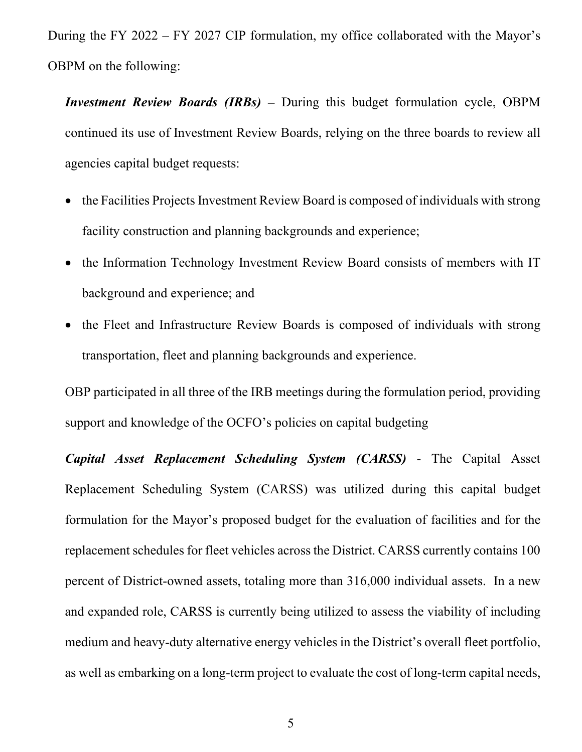During the FY 2022 – FY 2027 CIP formulation, my office collaborated with the Mayor's OBPM on the following:

***Investment Review Boards (IRBs)*** **–** During this budget formulation cycle, OBPM continued its use of Investment Review Boards, relying on the three boards to review all agencies capital budget requests:

- the Facilities Projects Investment Review Board is composed of individuals with strong facility construction and planning backgrounds and experience;
- the Information Technology Investment Review Board consists of members with IT background and experience; and
- the Fleet and Infrastructure Review Boards is composed of individuals with strong transportation, fleet and planning backgrounds and experience.

OBP participated in all three of the IRB meetings during the formulation period, providing support and knowledge of the OCFO's policies on capital budgeting

***Capital Asset Replacement Scheduling System (CARSS)*** - The Capital Asset Replacement Scheduling System (CARSS) was utilized during this capital budget formulation for the Mayor's proposed budget for the evaluation of facilities and for the replacement schedules for fleet vehicles across the District. CARSS currently contains 100 percent of District-owned assets, totaling more than 316,000 individual assets. In a new and expanded role, CARSS is currently being utilized to assess the viability of including medium and heavy-duty alternative energy vehicles in the District's overall fleet portfolio, as well as embarking on a long-term project to evaluate the cost of long-term capital needs,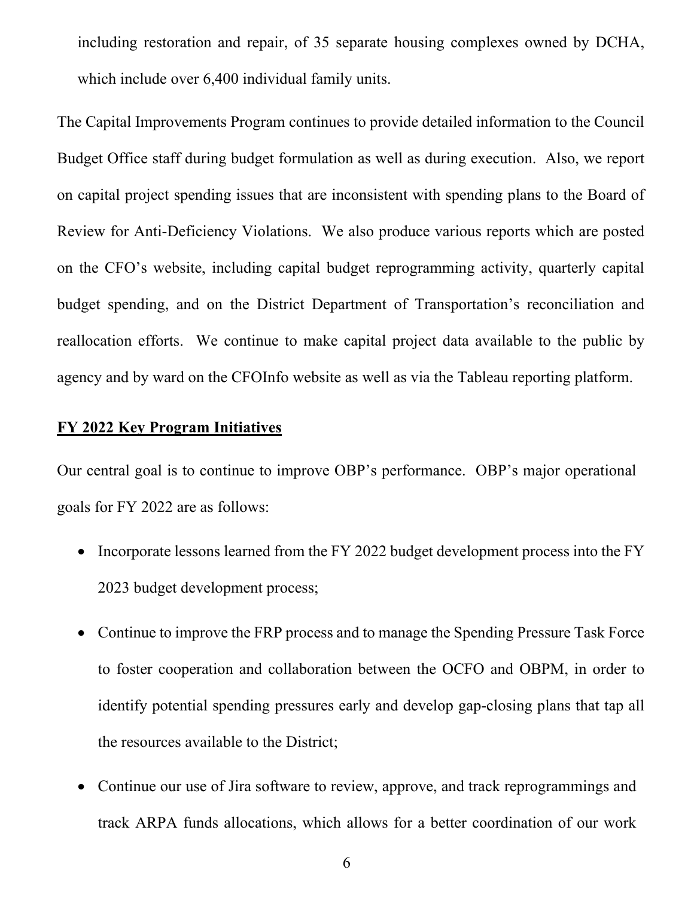including restoration and repair, of 35 separate housing complexes owned by DCHA, which include over 6,400 individual family units.

The Capital Improvements Program continues to provide detailed information to the Council Budget Office staff during budget formulation as well as during execution. Also, we report on capital project spending issues that are inconsistent with spending plans to the Board of Review for Anti-Deficiency Violations. We also produce various reports which are posted on the CFO's website, including capital budget reprogramming activity, quarterly capital budget spending, and on the District Department of Transportation's reconciliation and reallocation efforts. We continue to make capital project data available to the public by agency and by ward on the CFOInfo website as well as via the Tableau reporting platform.

**FY 2022 Key Program Initiatives**

Our central goal is to continue to improve OBP's performance. OBP's major operational goals for FY 2022 are as follows:

- Incorporate lessons learned from the FY 2022 budget development process into the FY 2023 budget development process;
- Continue to improve the FRP process and to manage the Spending Pressure Task Force to foster cooperation and collaboration between the OCFO and OBPM, in order to identify potential spending pressures early and develop gap-closing plans that tap all the resources available to the District;
- Continue our use of Jira software to review, approve, and track reprogrammings and track ARPA funds allocations, which allows for a better coordination of our work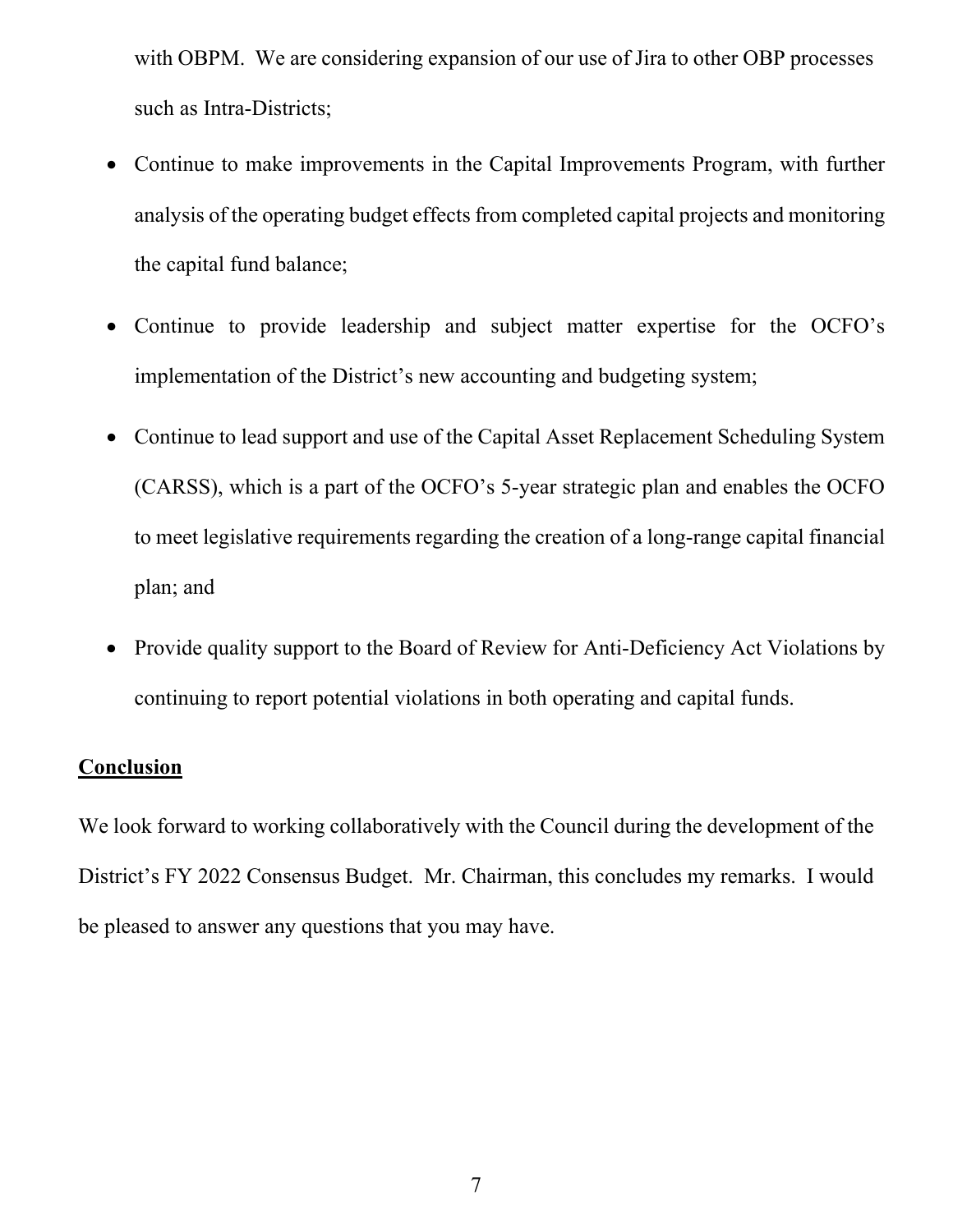with OBPM. We are considering expansion of our use of Jira to other OBP processes such as Intra-Districts;

- Continue to make improvements in the Capital Improvements Program, with further analysis of the operating budget effects from completed capital projects and monitoring the capital fund balance;
- Continue to provide leadership and subject matter expertise for the OCFO's implementation of the District's new accounting and budgeting system;
- Continue to lead support and use of the Capital Asset Replacement Scheduling System (CARSS), which is a part of the OCFO's 5-year strategic plan and enables the OCFO to meet legislative requirements regarding the creation of a long-range capital financial plan; and
- Provide quality support to the Board of Review for Anti-Deficiency Act Violations by continuing to report potential violations in both operating and capital funds.

**Conclusion**

We look forward to working collaboratively with the Council during the development of the District's FY 2022 Consensus Budget. Mr. Chairman, this concludes my remarks. I would be pleased to answer any questions that you may have.